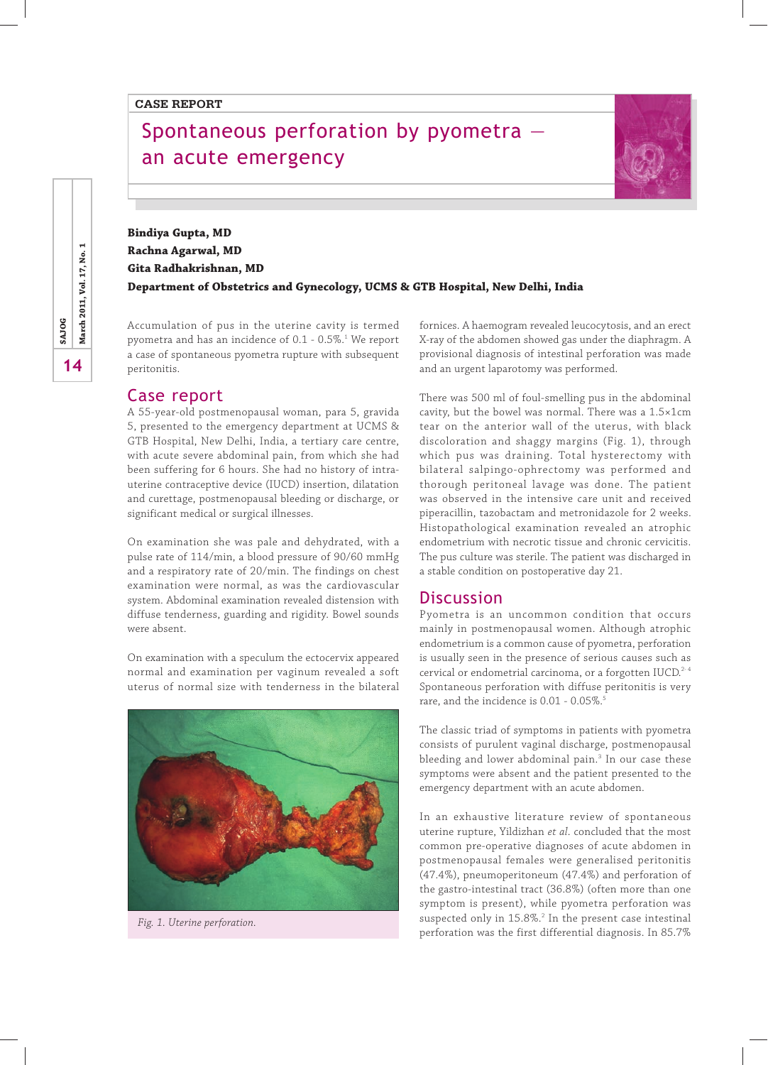CASE REPORT

# Spontaneous perforation by pyometra — an acute emergency

**Bindiya Gupta, MD**
**Rachna Agarwal, MD**
**Gita Radhakrishnan, MD**
**Department of Obstetrics and Gynecology, UCMS & GTB Hospital, New Delhi, India**

Accumulation of pus in the uterine cavity is termed pyometra and has an incidence of 0.1 - 0.5%.[1] We report a case of spontaneous pyometra rupture with subsequent peritonitis.

## Case report

A 55-year-old postmenopausal woman, para 5, gravida 5, presented to the emergency department at UCMS & GTB Hospital, New Delhi, India, a tertiary care centre, with acute severe abdominal pain, from which she had been suffering for 6 hours. She had no history of intra-uterine contraceptive device (IUCD) insertion, dilatation and curettage, postmenopausal bleeding or discharge, or significant medical or surgical illnesses.

On examination she was pale and dehydrated, with a pulse rate of 114/min, a blood pressure of 90/60 mmHg and a respiratory rate of 20/min. The findings on chest examination were normal, as was the cardiovascular system. Abdominal examination revealed distension with diffuse tenderness, guarding and rigidity. Bowel sounds were absent.

On examination with a speculum the ectocervix appeared normal and examination per vaginum revealed a soft uterus of normal size with tenderness in the bilateral fornices. A haemogram revealed leucocytosis, and an erect X-ray of the abdomen showed gas under the diaphragm. A provisional diagnosis of intestinal perforation was made and an urgent laparotomy was performed.

*Fig. 1. Uterine perforation.*

There was 500 ml of foul-smelling pus in the abdominal cavity, but the bowel was normal. There was a 1.5×1cm tear on the anterior wall of the uterus, with black discoloration and shaggy margins (Fig. 1), through which pus was draining. Total hysterectomy with bilateral salpingo-ophrectomy was performed and thorough peritoneal lavage was done. The patient was observed in the intensive care unit and received piperacillin, tazobactam and metronidazole for 2 weeks. Histopathological examination revealed an atrophic endometrium with necrotic tissue and chronic cervicitis. The pus culture was sterile. The patient was discharged in a stable condition on postoperative day 21.

## Discussion

Pyometra is an uncommon condition that occurs mainly in postmenopausal women. Although atrophic endometrium is a common cause of pyometra, perforation is usually seen in the presence of serious causes such as cervical or endometrial carcinoma, or a forgotten IUCD.[2-4] Spontaneous perforation with diffuse peritonitis is very rare, and the incidence is 0.01 - 0.05%.[5]

The classic triad of symptoms in patients with pyometra consists of purulent vaginal discharge, postmenopausal bleeding and lower abdominal pain.[3] In our case these symptoms were absent and the patient presented to the emergency department with an acute abdomen.

In an exhaustive literature review of spontaneous uterine rupture, Yildizhan *et al.* concluded that the most common pre-operative diagnoses of acute abdomen in postmenopausal females were generalised peritonitis (47.4%), pneumoperitoneum (47.4%) and perforation of the gastro-intestinal tract (36.8%) (often more than one symptom is present), while pyometra perforation was suspected only in 15.8%.[2] In the present case intestinal perforation was the first differential diagnosis. In 85.7%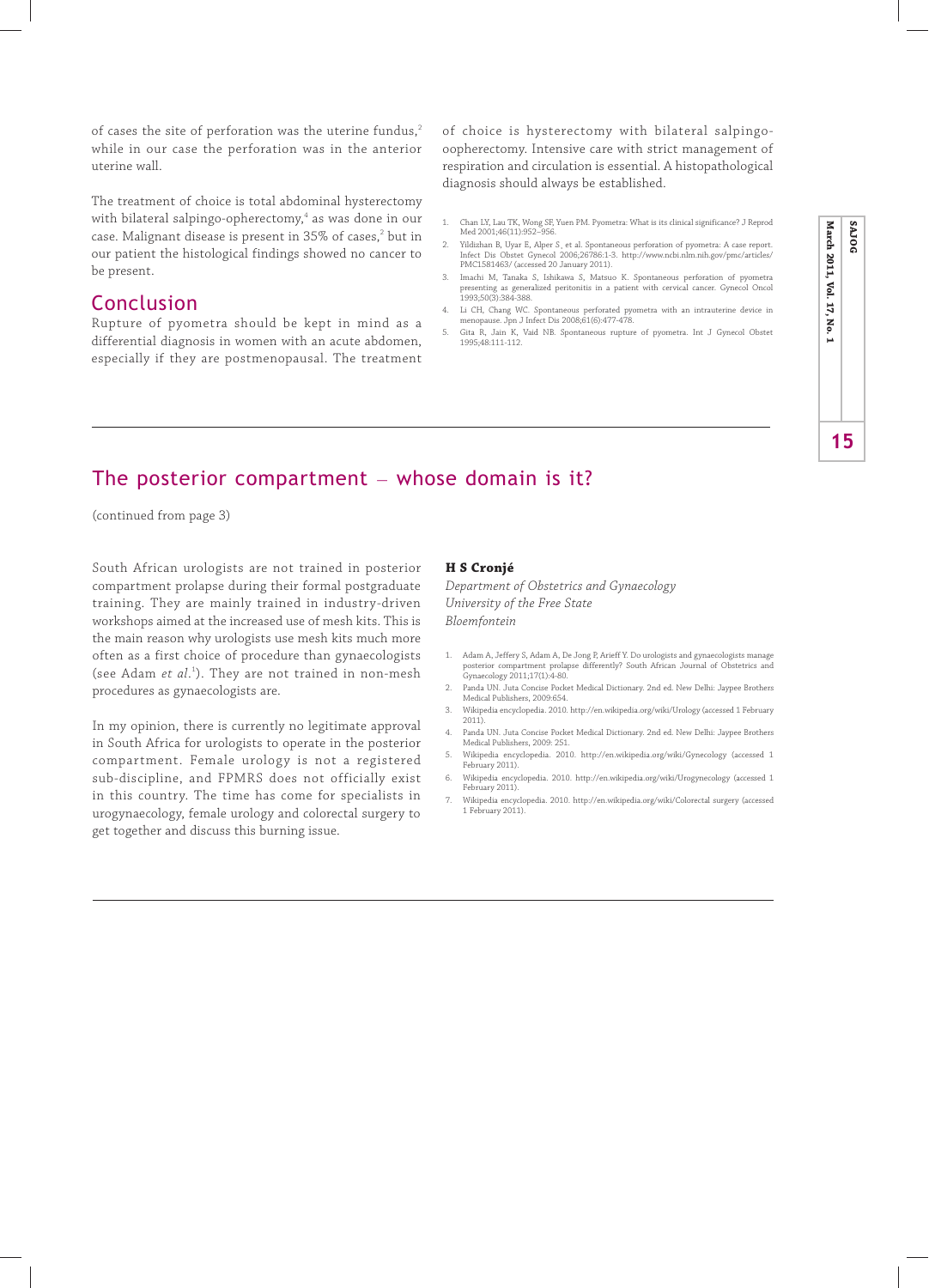of cases the site of perforation was the uterine fundus,[2] while in our case the perforation was in the anterior uterine wall.

The treatment of choice is total abdominal hysterectomy with bilateral salpingo-opherectomy,[4] as was done in our case. Malignant disease is present in 35% of cases,[2] but in our patient the histological findings showed no cancer to be present.

## Conclusion

Rupture of pyometra should be kept in mind as a differential diagnosis in women with an acute abdomen, especially if they are postmenopausal. The treatment of choice is hysterectomy with bilateral salpingo-oopherectomy. Intensive care with strict management of respiration and circulation is essential. A histopathological diagnosis should always be established.

1. Chan LY, Lau TK, Wong SF, Yuen PM. Pyometra: What is its clinical significance? J Reprod Med 2001;46(11):952–956.
2. Yildizhan B, Uyar E, Alper S, et al. Spontaneous perforation of pyometra: A case report. Infect Dis Obstet Gynecol 2006;26786:1-3. http://www.ncbi.nlm.nih.gov/pmc/articles/PMC1581463/ (accessed 20 January 2011).
3. Imachi M, Tanaka S, Ishikawa S, Matsuo K. Spontaneous perforation of pyometra presenting as generalized peritonitis in a patient with cervical cancer. Gynecol Oncol 1993;50(3):384-388.
4. Li CH, Chang WC. Spontaneous perforated pyometra with an intrauterine device in menopause. Jpn J Infect Dis 2008;61(6):477-478.
5. Gita R, Jain K, Vaid NB. Spontaneous rupture of pyometra. Int J Gynecol Obstet 1995;48:111-112.

---

# The posterior compartment – whose domain is it?

(continued from page 3)

South African urologists are not trained in posterior compartment prolapse during their formal postgraduate training. They are mainly trained in industry-driven workshops aimed at the increased use of mesh kits. This is the main reason why urologists use mesh kits much more often as a first choice of procedure than gynaecologists (see Adam *et al*.[1]). They are not trained in non-mesh procedures as gynaecologists are.

In my opinion, there is currently no legitimate approval in South Africa for urologists to operate in the posterior compartment. Female urology is not a registered sub-discipline, and FPMRS does not officially exist in this country. The time has come for specialists in urogynaecology, female urology and colorectal surgery to get together and discuss this burning issue.

**H S Cronjé**
*Department of Obstetrics and Gynaecology*
*University of the Free State*
*Bloemfontein*

1. Adam A, Jeffery S, Adam A, De Jong P, Arieff Y. Do urologists and gynaecologists manage posterior compartment prolapse differently? South African Journal of Obstetrics and Gynaecology 2011;17(1):4-80.
2. Panda UN. Juta Concise Pocket Medical Dictionary. 2nd ed. New Delhi: Jaypee Brothers Medical Publishers, 2009:654.
3. Wikipedia encyclopedia. 2010. http://en.wikipedia.org/wiki/Urology (accessed 1 February 2011).
4. Panda UN. Juta Concise Pocket Medical Dictionary. 2nd ed. New Delhi: Jaypee Brothers Medical Publishers, 2009: 251.
5. Wikipedia encyclopedia. 2010. http://en.wikipedia.org/wiki/Gynecology (accessed 1 February 2011).
6. Wikipedia encyclopedia. 2010. http://en.wikipedia.org/wiki/Urogynecology (accessed 1 February 2011).
7. Wikipedia encyclopedia. 2010. http://en.wikipedia.org/wiki/Colorectal surgery (accessed 1 February 2011).